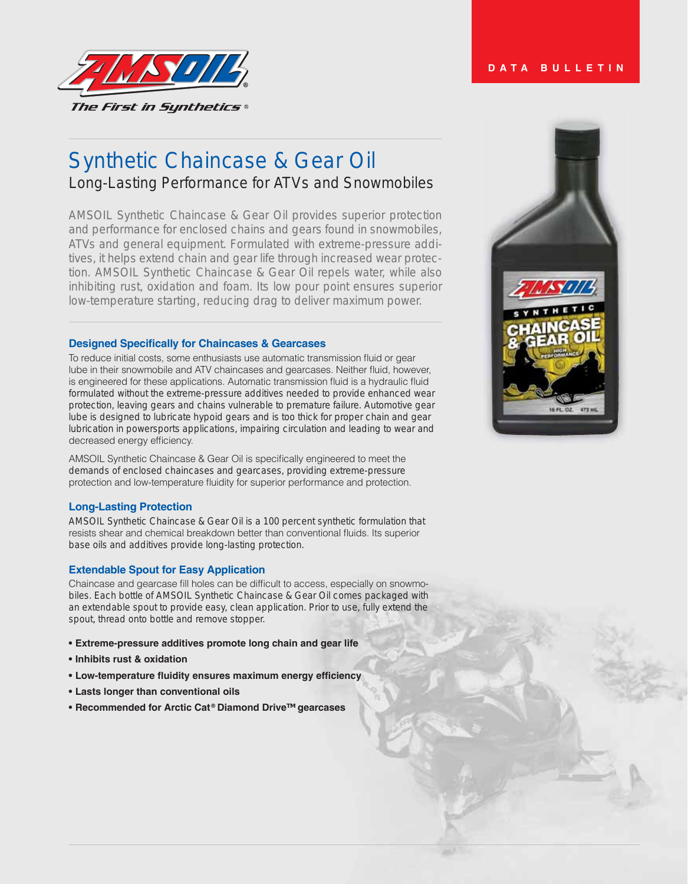AMSOIL

*The First in Synthetics®*

DATA BULLETIN

# Synthetic Chaincase & Gear Oil

## Long-Lasting Performance for ATVs and Snowmobiles

AMSOIL Synthetic Chaincase & Gear Oil provides superior protection and performance for enclosed chains and gears found in snowmobiles, ATVs and general equipment. Formulated with extreme-pressure additives, it helps extend chain and gear life through increased wear protection. AMSOIL Synthetic Chaincase & Gear Oil repels water, while also inhibiting rust, oxidation and foam. Its low pour point ensures superior low-temperature starting, reducing drag to deliver maximum power.

### Designed Specifically for Chaincases & Gearcases

To reduce initial costs, some enthusiasts use automatic transmission fluid or gear lube in their snowmobile and ATV chaincases and gearcases. Neither fluid, however, is engineered for these applications. Automatic transmission fluid is a hydraulic fluid formulated without the extreme-pressure additives needed to provide enhanced wear protection, leaving gears and chains vulnerable to premature failure. Automotive gear lube is designed to lubricate hypoid gears and is too thick for proper chain and gear lubrication in powersports applications, impairing circulation and leading to wear and decreased energy efficiency.

AMSOIL Synthetic Chaincase & Gear Oil is specifically engineered to meet the demands of enclosed chaincases and gearcases, providing extreme-pressure protection and low-temperature fluidity for superior performance and protection.

### Long-Lasting Protection

AMSOIL Synthetic Chaincase & Gear Oil is a 100 percent synthetic formulation that resists shear and chemical breakdown better than conventional fluids. Its superior base oils and additives provide long-lasting protection.

### Extendable Spout for Easy Application

Chaincase and gearcase fill holes can be difficult to access, especially on snowmobiles. Each bottle of AMSOIL Synthetic Chaincase & Gear Oil comes packaged with an extendable spout to provide easy, clean application. Prior to use, fully extend the spout, thread onto bottle and remove stopper.

- **Extreme-pressure additives promote long chain and gear life**
- **Inhibits rust & oxidation**
- **Low-temperature fluidity ensures maximum energy efficiency**
- **Lasts longer than conventional oils**
- **Recommended for Arctic Cat® Diamond Drive™ gearcases**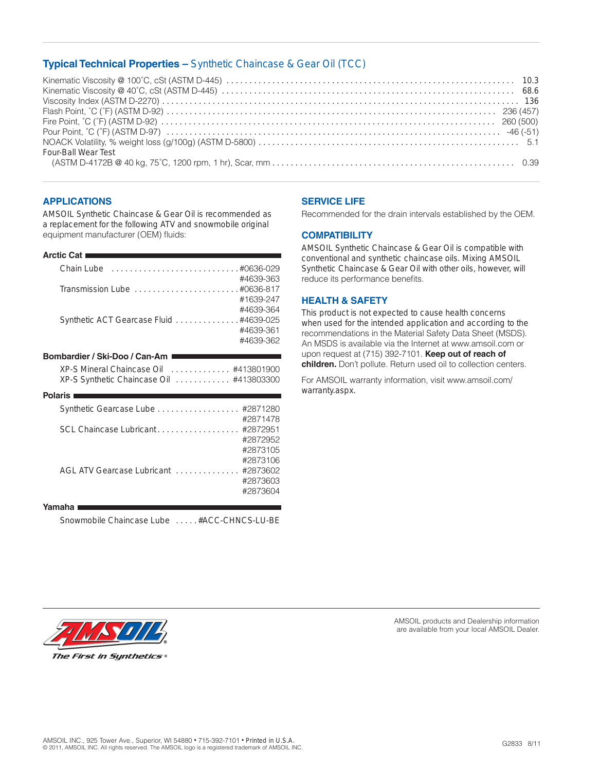## Typical Technical Properties – Synthetic Chaincase & Gear Oil (TCC)

| | |
|---|---|
| Kinematic Viscosity @ 100˚C, cSt (ASTM D-445) | 10.3 |
| Kinematic Viscosity @ 40˚C, cSt (ASTM D-445) | 68.6 |
| Viscosity Index (ASTM D-2270) | 136 |
| Flash Point, ˚C (˚F) (ASTM D-92) | 236 (457) |
| Fire Point, ˚C (˚F) (ASTM D-92) | 260 (500) |
| Pour Point, ˚C (˚F) (ASTM D-97) | -46 (-51) |
| NOACK Volatility, % weight loss (g/100g) (ASTM D-5800) | 5.1 |
| Four-Ball Wear Test (ASTM D-4172B @ 40 kg, 75˚C, 1200 rpm, 1 hr), Scar, mm | 0.39 |

### APPLICATIONS

AMSOIL Synthetic Chaincase & Gear Oil is recommended as a replacement for the following ATV and snowmobile original equipment manufacturer (OEM) fluids:

**Arctic Cat**

| | |
|---|---|
| Chain Lube | #0636-029<br>#4639-363 |
| Transmission Lube | #0636-817<br>#1639-247<br>#4639-364 |
| Synthetic ACT Gearcase Fluid | #4639-025<br>#4639-361<br>#4639-362 |

**Bombardier / Ski-Doo / Can-Am**

| | |
|---|---|
| XP-S Mineral Chaincase Oil | #413801900 |
| XP-S Synthetic Chaincase Oil | #413803300 |

**Polaris**

| | |
|---|---|
| Synthetic Gearcase Lube | #2871280<br>#2871478 |
| SCL Chaincase Lubricant | #2872951<br>#2872952<br>#2873105<br>#2873106 |
| AGL ATV Gearcase Lubricant | #2873602<br>#2873603<br>#2873604 |

**Yamaha**

| | |
|---|---|
| Snowmobile Chaincase Lube | #ACC-CHNCS-LU-BE |

### SERVICE LIFE

Recommended for the drain intervals established by the OEM.

### COMPATIBILITY

AMSOIL Synthetic Chaincase & Gear Oil is compatible with conventional and synthetic chaincase oils. Mixing AMSOIL Synthetic Chaincase & Gear Oil with other oils, however, will reduce its performance benefits.

### HEALTH & SAFETY

This product is not expected to cause health concerns when used for the intended application and according to the recommendations in the Material Safety Data Sheet (MSDS). An MSDS is available via the Internet at www.amsoil.com or upon request at (715) 392-7101. **Keep out of reach of children.** Don't pollute. Return used oil to collection centers.

For AMSOIL warranty information, visit www.amsoil.com/warranty.aspx.

AMSOIL

*The First in Synthetics®*

AMSOIL products and Dealership information are available from your local AMSOIL Dealer.

AMSOIL INC., 925 Tower Ave., Superior, WI 54880 • 715-392-7101 • Printed in U.S.A.
© 2011, AMSOIL INC. All rights reserved. The AMSOIL logo is a registered trademark of AMSOIL INC.

G2833 8/11